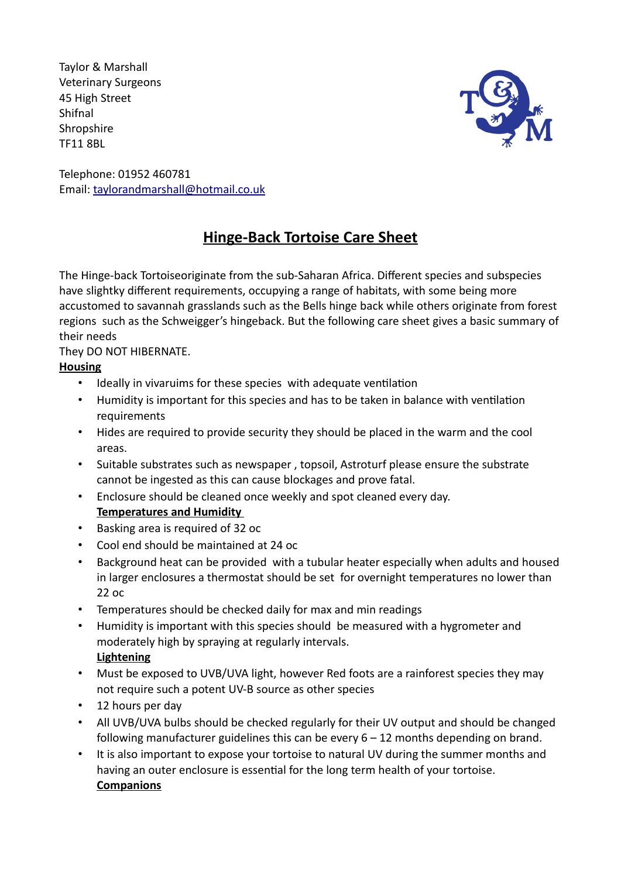Taylor & Marshall  
Veterinary Surgeons  
45 High Street  
Shifnal  
Shropshire  
TF11 8BL

Telephone: 01952 460781  
Email: taylorandmarshall@hotmail.co.uk

# Hinge-Back Tortoise Care Sheet

The Hinge-back Tortoiseoriginate from the sub-Saharan Africa. Different species and subspecies have slightky different requirements, occupying a range of habitats, with some being more accustomed to savannah grasslands such as the Bells hinge back while others originate from forest regions  such as the Schweigger's hingeback. But the following care sheet gives a basic summary of their needs

They DO NOT HIBERNATE.

**Housing**

- Ideally in vivaruims for these species  with adequate ventilation
- Humidity is important for this species and has to be taken in balance with ventilation requirements
- Hides are required to provide security they should be placed in the warm and the cool areas.
- Suitable substrates such as newspaper , topsoil, Astroturf please ensure the substrate cannot be ingested as this can cause blockages and prove fatal.
- Enclosure should be cleaned once weekly and spot cleaned every day.

**Temperatures and Humidity**

- Basking area is required of 32 oc
- Cool end should be maintained at 24 oc
- Background heat can be provided  with a tubular heater especially when adults and housed in larger enclosures a thermostat should be set  for overnight temperatures no lower than 22 oc
- Temperatures should be checked daily for max and min readings
- Humidity is important with this species should  be measured with a hygrometer and moderately high by spraying at regularly intervals.

**Lightening**

- Must be exposed to UVB/UVA light, however Red foots are a rainforest species they may not require such a potent UV-B source as other species
- 12 hours per day
- All UVB/UVA bulbs should be checked regularly for their UV output and should be changed following manufacturer guidelines this can be every 6 – 12 months depending on brand.
- It is also important to expose your tortoise to natural UV during the summer months and having an outer enclosure is essential for the long term health of your tortoise.

**Companions**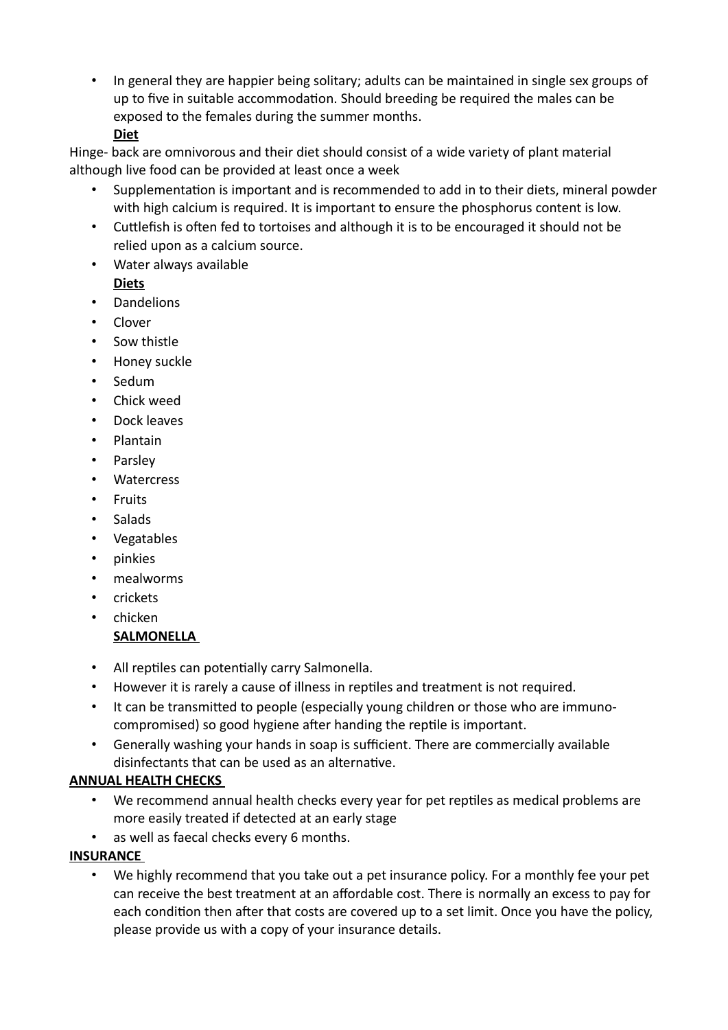- In general they are happier being solitary; adults can be maintained in single sex groups of up to five in suitable accommodation. Should breeding be required the males can be exposed to the females during the summer months.

**Diet**

Hinge- back are omnivorous and their diet should consist of a wide variety of plant material although live food can be provided at least once a week

- Supplementation is important and is recommended to add in to their diets, mineral powder with high calcium is required. It is important to ensure the phosphorus content is low.
- Cuttlefish is often fed to tortoises and although it is to be encouraged it should not be relied upon as a calcium source.
- Water always available

**Diets**

- Dandelions
- Clover
- Sow thistle
- Honey suckle
- Sedum
- Chick weed
- Dock leaves
- Plantain
- Parsley
- Watercress
- Fruits
- Salads
- Vegatables
- pinkies
- mealworms
- crickets
- chicken

**SALMONELLA**

- All reptiles can potentially carry Salmonella.
- However it is rarely a cause of illness in reptiles and treatment is not required.
- It can be transmitted to people (especially young children or those who are immuno-compromised) so good hygiene after handing the reptile is important.
- Generally washing your hands in soap is sufficient. There are commercially available disinfectants that can be used as an alternative.

**ANNUAL HEALTH CHECKS**

- We recommend annual health checks every year for pet reptiles as medical problems are more easily treated if detected at an early stage
- as well as faecal checks every 6 months.

**INSURANCE**

- We highly recommend that you take out a pet insurance policy. For a monthly fee your pet can receive the best treatment at an affordable cost. There is normally an excess to pay for each condition then after that costs are covered up to a set limit. Once you have the policy, please provide us with a copy of your insurance details.